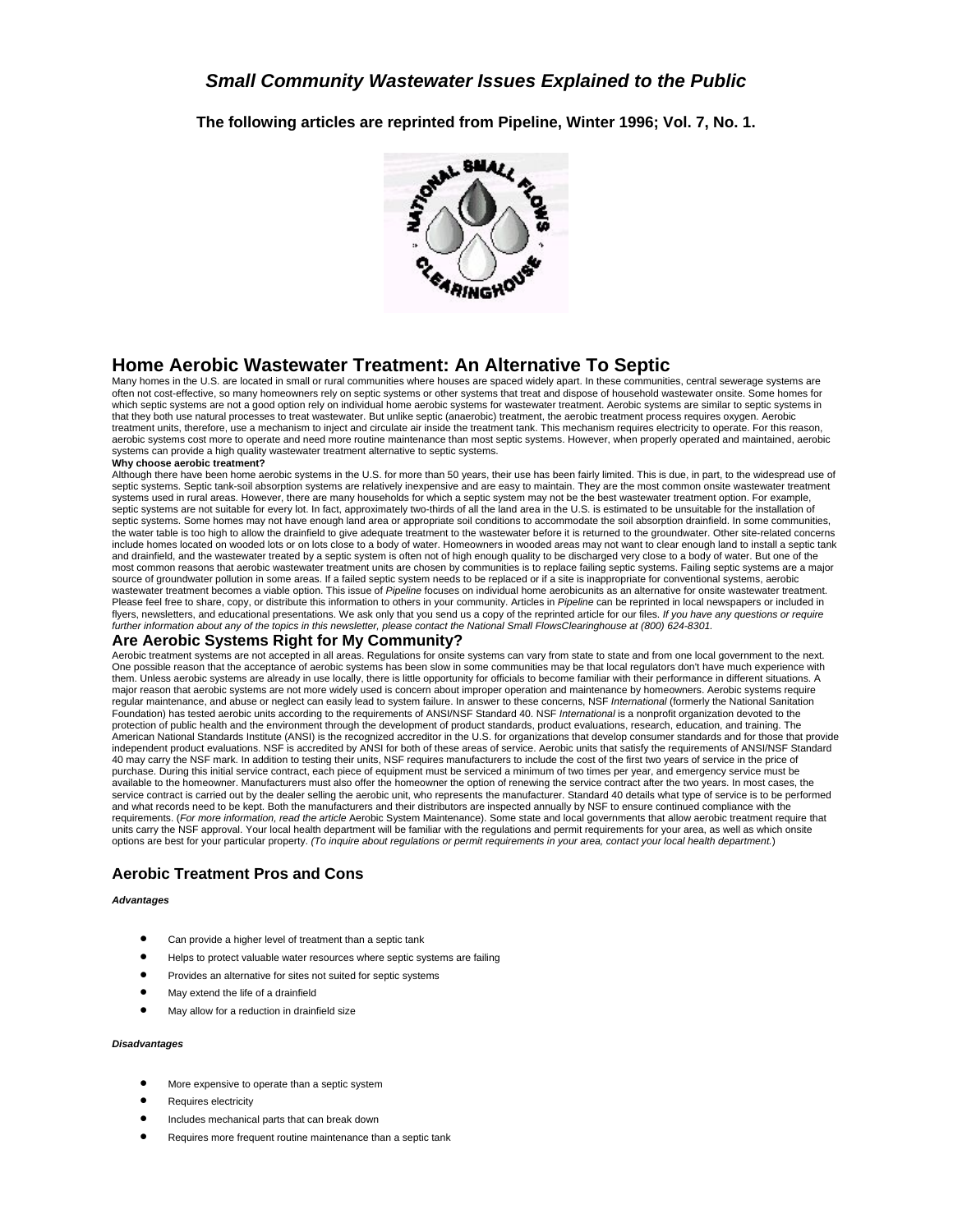# *Small Community Wastewater Issues Explained to the Public*

**The following articles are reprinted from Pipeline, Winter 1996; Vol. 7, No. 1.**

## Home Aerobic Wastewater Treatment: An Alternative To Septic

Many homes in the U.S. are located in small or rural communities where houses are spaced widely apart. In these communities, central sewerage systems are often not cost-effective, so many homeowners rely on septic systems or other systems that treat and dispose of household wastewater onsite. Some homes for which septic systems are not a good option rely on individual home aerobic systems for wastewater treatment. Aerobic systems are similar to septic systems in that they both use natural processes to treat wastewater. But unlike septic (anaerobic) treatment, the aerobic treatment process requires oxygen. Aerobic treatment units, therefore, use a mechanism to inject and circulate air inside the treatment tank. This mechanism requires electricity to operate. For this reason, aerobic systems cost more to operate and need more routine maintenance than most septic systems. However, when properly operated and maintained, aerobic systems can provide a high quality wastewater treatment alternative to septic systems.

**Why choose aerobic treatment?**

Although there have been home aerobic systems in the U.S. for more than 50 years, their use has been fairly limited. This is due, in part, to the widespread use of septic systems. Septic tank-soil absorption systems are relatively inexpensive and are easy to maintain. They are the most common onsite wastewater treatment systems used in rural areas. However, there are many households for which a septic system may not be the best wastewater treatment option. For example, septic systems are not suitable for every lot. In fact, approximately two-thirds of all the land area in the U.S. is estimated to be unsuitable for the installation of septic systems. Some homes may not have enough land area or appropriate soil conditions to accommodate the soil absorption drainfield. In some communities, the water table is too high to allow the drainfield to give adequate treatment to the wastewater before it is returned to the groundwater. Other site-related concerns include homes located on wooded lots or on lots close to a body of water. Homeowners in wooded areas may not want to clear enough land to install a septic tank and drainfield, and the wastewater treated by a septic system is often not of high enough quality to be discharged very close to a body of water. But one of the most common reasons that aerobic wastewater treatment units are chosen by communities is to replace failing septic systems. Failing septic systems are a major source of groundwater pollution in some areas. If a failed septic system needs to be replaced or if a site is inappropriate for conventional systems, aerobic wastewater treatment becomes a viable option. This issue of *Pipeline* focuses on individual home aerobicunits as an alternative for onsite wastewater treatment. Please feel free to share, copy, or distribute this information to others in your community. Articles in *Pipeline* can be reprinted in local newspapers or included in flyers, newsletters, and educational presentations. We ask only that you send us a copy of the reprinted article for our files. *If you have any questions or require further information about any of the topics in this newsletter, please contact the National Small FlowsClearinghouse at (800) 624-8301.*

## Are Aerobic Systems Right for My Community?

Aerobic treatment systems are not accepted in all areas. Regulations for onsite systems can vary from state to state and from one local government to the next. One possible reason that the acceptance of aerobic systems has been slow in some communities may be that local regulators don't have much experience with them. Unless aerobic systems are already in use locally, there is little opportunity for officials to become familiar with their performance in different situations. A major reason that aerobic systems are not more widely used is concern about improper operation and maintenance by homeowners. Aerobic systems require regular maintenance, and abuse or neglect can easily lead to system failure. In answer to these concerns, NSF *International* (formerly the National Sanitation Foundation) has tested aerobic units according to the requirements of ANSI/NSF Standard 40. NSF *International* is a nonprofit organization devoted to the protection of public health and the environment through the development of product standards, product evaluations, research, education, and training. The American National Standards Institute (ANSI) is the recognized accreditor in the U.S. for organizations that develop consumer standards and for those that provide independent product evaluations. NSF is accredited by ANSI for both of these areas of service. Aerobic units that satisfy the requirements of ANSI/NSF Standard 40 may carry the NSF mark. In addition to testing their units, NSF requires manufacturers to include the cost of the first two years of service in the price of purchase. During this initial service contract, each piece of equipment must be serviced a minimum of two times per year, and emergency service must be available to the homeowner. Manufacturers must also offer the homeowner the option of renewing the service contract after the two years. In most cases, the service contract is carried out by the dealer selling the aerobic unit, who represents the manufacturer. Standard 40 details what type of service is to be performed and what records need to be kept. Both the manufacturers and their distributors are inspected annually by NSF to ensure continued compliance with the requirements. (*For more information, read the article* Aerobic System Maintenance). Some state and local governments that allow aerobic treatment require that units carry the NSF approval. Your local health department will be familiar with the regulations and permit requirements for your area, as well as which onsite options are best for your particular property. *(To inquire about regulations or permit requirements in your area, contact your local health department.*)

## Aerobic Treatment Pros and Cons

***Advantages***

- Can provide a higher level of treatment than a septic tank
- Helps to protect valuable water resources where septic systems are failing
- Provides an alternative for sites not suited for septic systems
- May extend the life of a drainfield
- May allow for a reduction in drainfield size

***Disadvantages***

- More expensive to operate than a septic system
- Requires electricity
- Includes mechanical parts that can break down
- Requires more frequent routine maintenance than a septic tank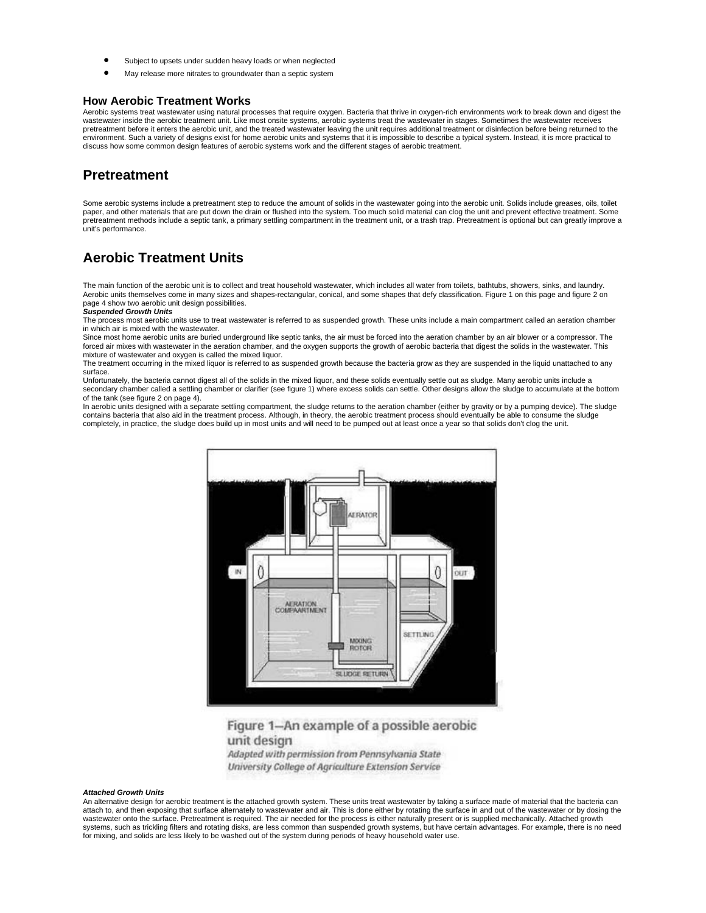- Subject to upsets under sudden heavy loads or when neglected
- May release more nitrates to groundwater than a septic system

### How Aerobic Treatment Works

Aerobic systems treat wastewater using natural processes that require oxygen. Bacteria that thrive in oxygen-rich environments work to break down and digest the wastewater inside the aerobic treatment unit. Like most onsite systems, aerobic systems treat the wastewater in stages. Sometimes the wastewater receives pretreatment before it enters the aerobic unit, and the treated wastewater leaving the unit requires additional treatment or disinfection before being returned to the environment. Such a variety of designs exist for home aerobic units and systems that it is impossible to describe a typical system. Instead, it is more practical to discuss how some common design features of aerobic systems work and the different stages of aerobic treatment.

## Pretreatment

Some aerobic systems include a pretreatment step to reduce the amount of solids in the wastewater going into the aerobic unit. Solids include greases, oils, toilet paper, and other materials that are put down the drain or flushed into the system. Too much solid material can clog the unit and prevent effective treatment. Some pretreatment methods include a septic tank, a primary settling compartment in the treatment unit, or a trash trap. Pretreatment is optional but can greatly improve a unit's performance.

## Aerobic Treatment Units

The main function of the aerobic unit is to collect and treat household wastewater, which includes all water from toilets, bathtubs, showers, sinks, and laundry. Aerobic units themselves come in many sizes and shapes-rectangular, conical, and some shapes that defy classification. Figure 1 on this page and figure 2 on page 4 show two aerobic unit design possibilities.

***Suspended Growth Units***

The process most aerobic units use to treat wastewater is referred to as suspended growth. These units include a main compartment called an aeration chamber in which air is mixed with the wastewater.

Since most home aerobic units are buried underground like septic tanks, the air must be forced into the aeration chamber by an air blower or a compressor. The forced air mixes with wastewater in the aeration chamber, and the oxygen supports the growth of aerobic bacteria that digest the solids in the wastewater. This mixture of wastewater and oxygen is called the mixed liquor.

The treatment occurring in the mixed liquor is referred to as suspended growth because the bacteria grow as they are suspended in the liquid unattached to any surface.

Unfortunately, the bacteria cannot digest all of the solids in the mixed liquor, and these solids eventually settle out as sludge. Many aerobic units include a secondary chamber called a settling chamber or clarifier (see figure 1) where excess solids can settle. Other designs allow the sludge to accumulate at the bottom of the tank (see figure 2 on page 4).

In aerobic units designed with a separate settling compartment, the sludge returns to the aeration chamber (either by gravity or by a pumping device). The sludge contains bacteria that also aid in the treatment process. Although, in theory, the aerobic treatment process should eventually be able to consume the sludge completely, in practice, the sludge does build up in most units and will need to be pumped out at least once a year so that solids don't clog the unit.

**Figure 1—An example of a possible aerobic unit design**

*Adapted with permission from Pennsylvania State University College of Agriculture Extension Service*

***Attached Growth Units***

An alternative design for aerobic treatment is the attached growth system. These units treat wastewater by taking a surface made of material that the bacteria can attach to, and then exposing that surface alternately to wastewater and air. This is done either by rotating the surface in and out of the wastewater or by dosing the wastewater onto the surface. Pretreatment is required. The air needed for the process is either naturally present or is supplied mechanically. Attached growth systems, such as trickling filters and rotating disks, are less common than suspended growth systems, but have certain advantages. For example, there is no need for mixing, and solids are less likely to be washed out of the system during periods of heavy household water use.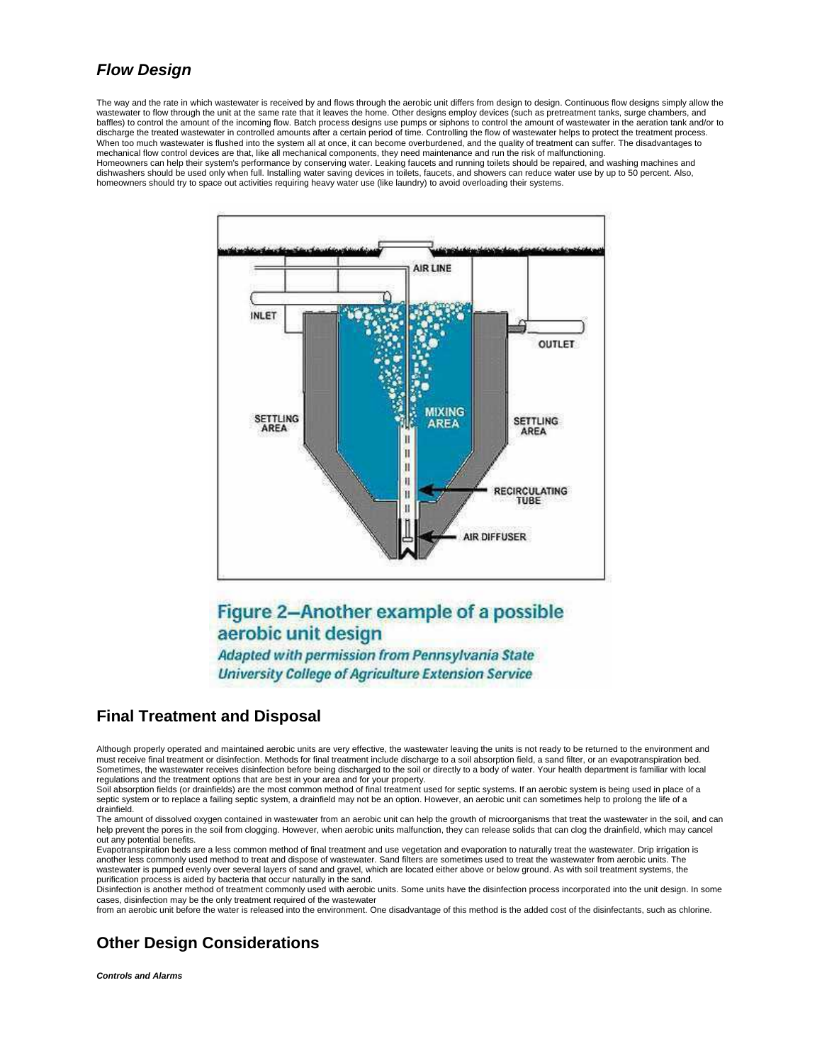## *Flow Design*

The way and the rate in which wastewater is received by and flows through the aerobic unit differs from design to design. Continuous flow designs simply allow the wastewater to flow through the unit at the same rate that it leaves the home. Other designs employ devices (such as pretreatment tanks, surge chambers, and baffles) to control the amount of the incoming flow. Batch process designs use pumps or siphons to control the amount of wastewater in the aeration tank and/or to discharge the treated wastewater in controlled amounts after a certain period of time. Controlling the flow of wastewater helps to protect the treatment process. When too much wastewater is flushed into the system all at once, it can become overburdened, and the quality of treatment can suffer. The disadvantages to mechanical flow control devices are that, like all mechanical components, they need maintenance and run the risk of malfunctioning.
Homeowners can help their system's performance by conserving water. Leaking faucets and running toilets should be repaired, and washing machines and dishwashers should be used only when full. Installing water saving devices in toilets, faucets, and showers can reduce water use by up to 50 percent. Also, homeowners should try to space out activities requiring heavy water use (like laundry) to avoid overloading their systems.

Figure 2–Another example of a possible aerobic unit design

*Adapted with permission from Pennsylvania State University College of Agriculture Extension Service*

## Final Treatment and Disposal

Although properly operated and maintained aerobic units are very effective, the wastewater leaving the units is not ready to be returned to the environment and must receive final treatment or disinfection. Methods for final treatment include discharge to a soil absorption field, a sand filter, or an evapotranspiration bed. Sometimes, the wastewater receives disinfection before being discharged to the soil or directly to a body of water. Your health department is familiar with local regulations and the treatment options that are best in your area and for your property.
Soil absorption fields (or drainfields) are the most common method of final treatment used for septic systems. If an aerobic system is being used in place of a septic system or to replace a failing septic system, a drainfield may not be an option. However, an aerobic unit can sometimes help to prolong the life of a drainfield.
The amount of dissolved oxygen contained in wastewater from an aerobic unit can help the growth of microorganisms that treat the wastewater in the soil, and can help prevent the pores in the soil from clogging. However, when aerobic units malfunction, they can release solids that can clog the drainfield, which may cancel out any potential benefits.
Evapotranspiration beds are a less common method of final treatment and use vegetation and evaporation to naturally treat the wastewater. Drip irrigation is another less commonly used method to treat and dispose of wastewater. Sand filters are sometimes used to treat the wastewater from aerobic units. The wastewater is pumped evenly over several layers of sand and gravel, which are located either above or below ground. As with soil treatment systems, the purification process is aided by bacteria that occur naturally in the sand.
Disinfection is another method of treatment commonly used with aerobic units. Some units have the disinfection process incorporated into the unit design. In some cases, disinfection may be the only treatment required of the wastewater
from an aerobic unit before the water is released into the environment. One disadvantage of this method is the added cost of the disinfectants, such as chlorine.

## Other Design Considerations

***Controls and Alarms***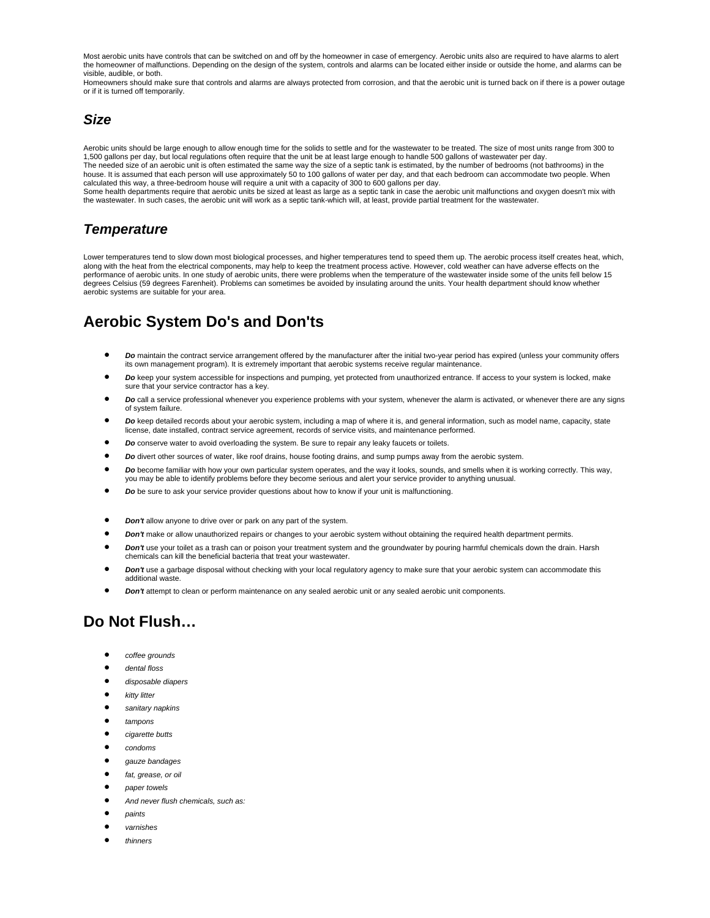Most aerobic units have controls that can be switched on and off by the homeowner in case of emergency. Aerobic units also are required to have alarms to alert the homeowner of malfunctions. Depending on the design of the system, controls and alarms can be located either inside or outside the home, and alarms can be visible, audible, or both.

Homeowners should make sure that controls and alarms are always protected from corrosion, and that the aerobic unit is turned back on if there is a power outage or if it is turned off temporarily.

### *Size*

Aerobic units should be large enough to allow enough time for the solids to settle and for the wastewater to be treated. The size of most units range from 300 to 1,500 gallons per day, but local regulations often require that the unit be at least large enough to handle 500 gallons of wastewater per day.

The needed size of an aerobic unit is often estimated the same way the size of a septic tank is estimated, by the number of bedrooms (not bathrooms) in the house. It is assumed that each person will use approximately 50 to 100 gallons of water per day, and that each bedroom can accommodate two people. When calculated this way, a three-bedroom house will require a unit with a capacity of 300 to 600 gallons per day.

Some health departments require that aerobic units be sized at least as large as a septic tank in case the aerobic unit malfunctions and oxygen doesn't mix with the wastewater. In such cases, the aerobic unit will work as a septic tank-which will, at least, provide partial treatment for the wastewater.

### *Temperature*

Lower temperatures tend to slow down most biological processes, and higher temperatures tend to speed them up. The aerobic process itself creates heat, which, along with the heat from the electrical components, may help to keep the treatment process active. However, cold weather can have adverse effects on the performance of aerobic units. In one study of aerobic units, there were problems when the temperature of the wastewater inside some of the units fell below 15 degrees Celsius (59 degrees Farenheit). Problems can sometimes be avoided by insulating around the units. Your health department should know whether aerobic systems are suitable for your area.

## Aerobic System Do's and Don'ts

- ***Do*** maintain the contract service arrangement offered by the manufacturer after the initial two-year period has expired (unless your community offers its own management program). It is extremely important that aerobic systems receive regular maintenance.
- ***Do*** keep your system accessible for inspections and pumping, yet protected from unauthorized entrance. If access to your system is locked, make sure that your service contractor has a key.
- ***Do*** call a service professional whenever you experience problems with your system, whenever the alarm is activated, or whenever there are any signs of system failure.
- ***Do*** keep detailed records about your aerobic system, including a map of where it is, and general information, such as model name, capacity, state license, date installed, contract service agreement, records of service visits, and maintenance performed.
- ***Do*** conserve water to avoid overloading the system. Be sure to repair any leaky faucets or toilets.
- ***Do*** divert other sources of water, like roof drains, house footing drains, and sump pumps away from the aerobic system.
- ***Do*** become familiar with how your own particular system operates, and the way it looks, sounds, and smells when it is working correctly. This way, you may be able to identify problems before they become serious and alert your service provider to anything unusual.
- ***Do*** be sure to ask your service provider questions about how to know if your unit is malfunctioning.

- ***Don't*** allow anyone to drive over or park on any part of the system.
- ***Don't*** make or allow unauthorized repairs or changes to your aerobic system without obtaining the required health department permits.
- ***Don't*** use your toilet as a trash can or poison your treatment system and the groundwater by pouring harmful chemicals down the drain. Harsh chemicals can kill the beneficial bacteria that treat your wastewater.
- ***Don't*** use a garbage disposal without checking with your local regulatory agency to make sure that your aerobic system can accommodate this additional waste.
- ***Don't*** attempt to clean or perform maintenance on any sealed aerobic unit or any sealed aerobic unit components.

## Do Not Flush…

- *coffee grounds*
- *dental floss*
- *disposable diapers*
- *kitty litter*
- *sanitary napkins*
- *tampons*
- *cigarette butts*
- *condoms*
- *gauze bandages*
- *fat, grease, or oil*
- *paper towels*
- *And never flush chemicals, such as:*
- *paints*
- *varnishes*
- *thinners*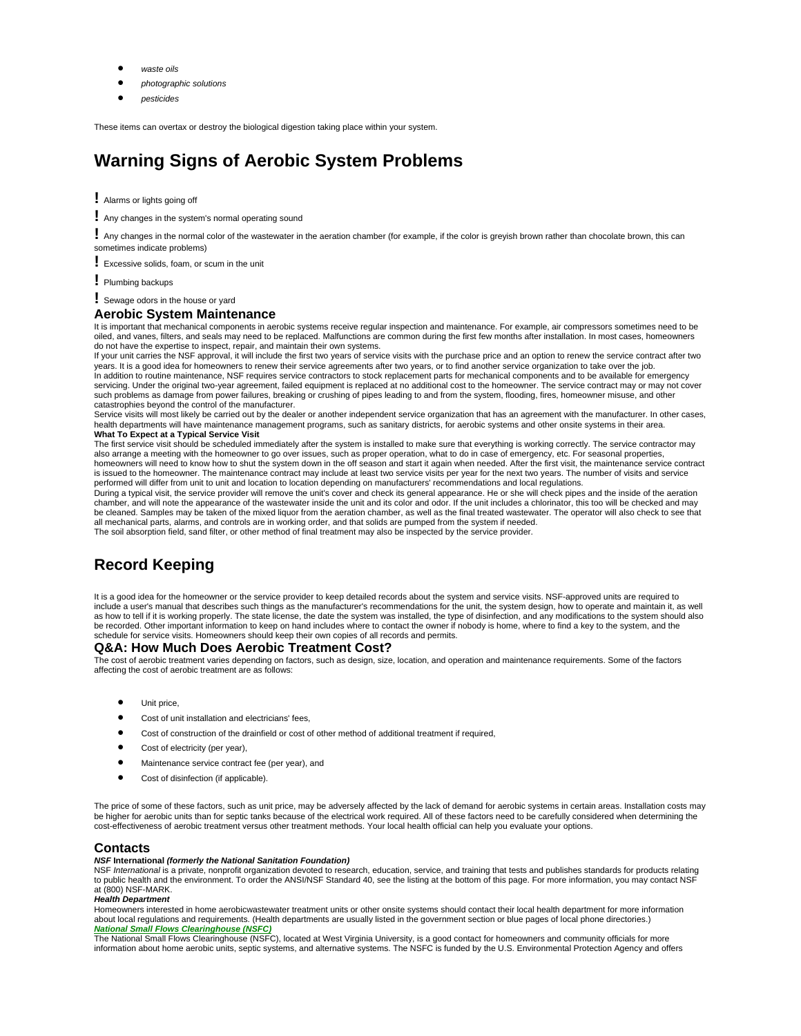- *waste oils*
- *photographic solutions*
- *pesticides*

These items can overtax or destroy the biological digestion taking place within your system.

## Warning Signs of Aerobic System Problems

**!** Alarms or lights going off

**!** Any changes in the system's normal operating sound

**!** Any changes in the normal color of the wastewater in the aeration chamber (for example, if the color is greyish brown rather than chocolate brown, this can sometimes indicate problems)

**!** Excessive solids, foam, or scum in the unit

**!** Plumbing backups

**!** Sewage odors in the house or yard

### Aerobic System Maintenance

It is important that mechanical components in aerobic systems receive regular inspection and maintenance. For example, air compressors sometimes need to be oiled, and vanes, filters, and seals may need to be replaced. Malfunctions are common during the first few months after installation. In most cases, homeowners do not have the expertise to inspect, repair, and maintain their own systems.

If your unit carries the NSF approval, it will include the first two years of service visits with the purchase price and an option to renew the service contract after two years. It is a good idea for homeowners to renew their service agreements after two years, or to find another service organization to take over the job.

In addition to routine maintenance, NSF requires service contractors to stock replacement parts for mechanical components and to be available for emergency servicing. Under the original two-year agreement, failed equipment is replaced at no additional cost to the homeowner. The service contract may or may not cover such problems as damage from power failures, breaking or crushing of pipes leading to and from the system, flooding, fires, homeowner misuse, and other catastrophies beyond the control of the manufacturer.

Service visits will most likely be carried out by the dealer or another independent service organization that has an agreement with the manufacturer. In other cases, health departments will have maintenance management programs, such as sanitary districts, for aerobic systems and other onsite systems in their area.

**What To Expect at a Typical Service Visit**

The first service visit should be scheduled immediately after the system is installed to make sure that everything is working correctly. The service contractor may also arrange a meeting with the homeowner to go over issues, such as proper operation, what to do in case of emergency, etc. For seasonal properties, homeowners will need to know how to shut the system down in the off season and start it again when needed. After the first visit, the maintenance service contract is issued to the homeowner. The maintenance contract may include at least two service visits per year for the next two years. The number of visits and service performed will differ from unit to unit and location to location depending on manufacturers' recommendations and local regulations.

During a typical visit, the service provider will remove the unit's cover and check its general appearance. He or she will check pipes and the inside of the aeration chamber, and will note the appearance of the wastewater inside the unit and its color and odor. If the unit includes a chlorinator, this too will be checked and may be cleaned. Samples may be taken of the mixed liquor from the aeration chamber, as well as the final treated wastewater. The operator will also check to see that all mechanical parts, alarms, and controls are in working order, and that solids are pumped from the system if needed.

The soil absorption field, sand filter, or other method of final treatment may also be inspected by the service provider.

## Record Keeping

It is a good idea for the homeowner or the service provider to keep detailed records about the system and service visits. NSF-approved units are required to include a user's manual that describes such things as the manufacturer's recommendations for the unit, the system design, how to operate and maintain it, as well as how to tell if it is working properly. The state license, the date the system was installed, the type of disinfection, and any modifications to the system should also be recorded. Other important information to keep on hand includes where to contact the owner if nobody is home, where to find a key to the system, and the schedule for service visits. Homeowners should keep their own copies of all records and permits.

### Q&A: How Much Does Aerobic Treatment Cost?

The cost of aerobic treatment varies depending on factors, such as design, size, location, and operation and maintenance requirements. Some of the factors affecting the cost of aerobic treatment are as follows:

- Unit price,
- Cost of unit installation and electricians' fees,
- Cost of construction of the drainfield or cost of other method of additional treatment if required,
- Cost of electricity (per year),
- Maintenance service contract fee (per year), and
- Cost of disinfection (if applicable).

The price of some of these factors, such as unit price, may be adversely affected by the lack of demand for aerobic systems in certain areas. Installation costs may be higher for aerobic units than for septic tanks because of the electrical work required. All of these factors need to be carefully considered when determining the cost-effectiveness of aerobic treatment versus other treatment methods. Your local health official can help you evaluate your options.

### Contacts

***NSF* International *(formerly the National Sanitation Foundation)***

NSF *International* is a private, nonprofit organization devoted to research, education, service, and training that tests and publishes standards for products relating to public health and the environment. To order the ANSI/NSF Standard 40, see the listing at the bottom of this page. For more information, you may contact NSF at (800) NSF-MARK.

***Health Department***

Homeowners interested in home aerobicwastewater treatment units or other onsite systems should contact their local health department for more information about local regulations and requirements. (Health departments are usually listed in the government section or blue pages of local phone directories.)

***National Small Flows Clearinghouse (NSFC)***

The National Small Flows Clearinghouse (NSFC), located at West Virginia University, is a good contact for homeowners and community officials for more information about home aerobic units, septic systems, and alternative systems. The NSFC is funded by the U.S. Environmental Protection Agency and offers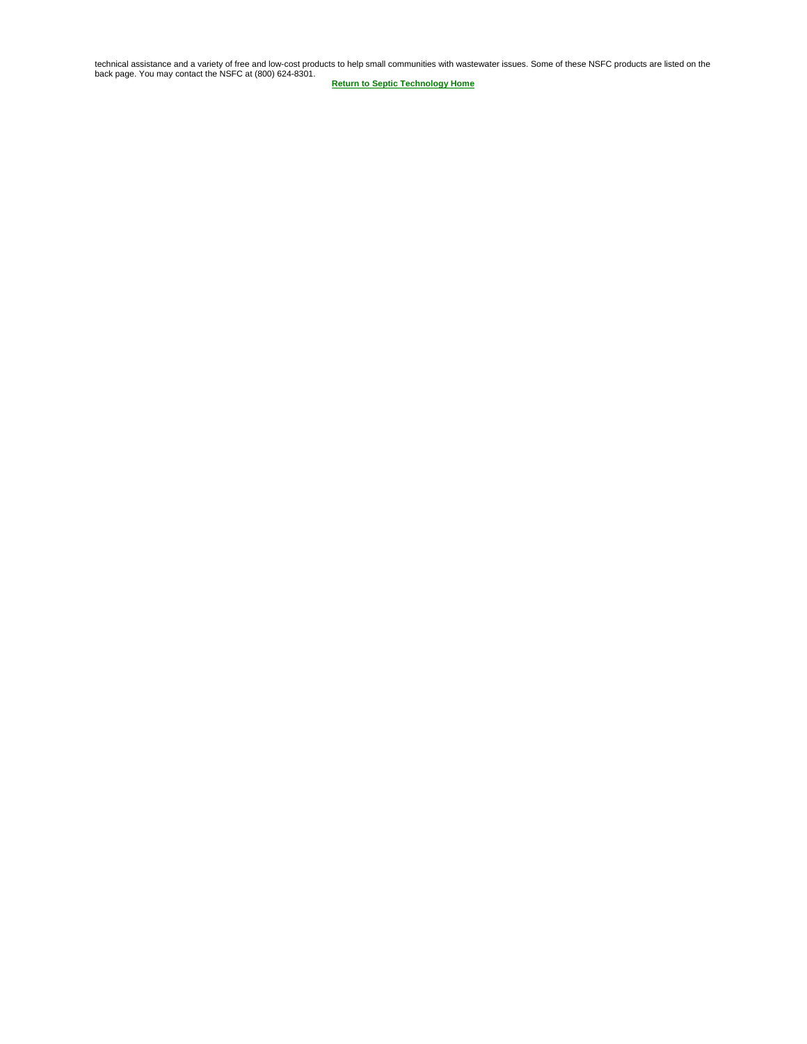technical assistance and a variety of free and low-cost products to help small communities with wastewater issues. Some of these NSFC products are listed on the back page. You may contact the NSFC at (800) 624-8301.

**Return to Septic Technology Home**